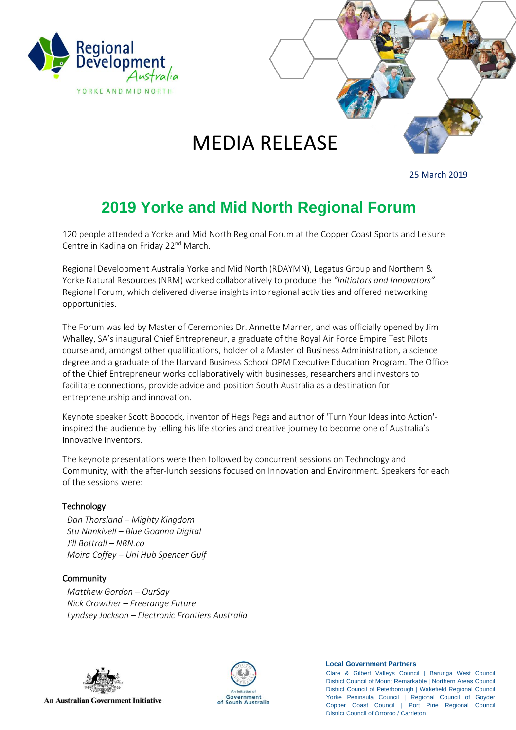Regional Development Australia
YORKE AND MID NORTH

# MEDIA RELEASE

25 March 2019

## 2019 Yorke and Mid North Regional Forum

120 people attended a Yorke and Mid North Regional Forum at the Copper Coast Sports and Leisure Centre in Kadina on Friday 22nd March.

Regional Development Australia Yorke and Mid North (RDAYMN), Legatus Group and Northern & Yorke Natural Resources (NRM) worked collaboratively to produce the *"Initiators and Innovators"* Regional Forum, which delivered diverse insights into regional activities and offered networking opportunities.

The Forum was led by Master of Ceremonies Dr. Annette Marner, and was officially opened by Jim Whalley, SA's inaugural Chief Entrepreneur, a graduate of the Royal Air Force Empire Test Pilots course and, amongst other qualifications, holder of a Master of Business Administration, a science degree and a graduate of the Harvard Business School OPM Executive Education Program. The Office of the Chief Entrepreneur works collaboratively with businesses, researchers and investors to facilitate connections, provide advice and position South Australia as a destination for entrepreneurship and innovation.

Keynote speaker Scott Boocock, inventor of Hegs Pegs and author of 'Turn Your Ideas into Action'- inspired the audience by telling his life stories and creative journey to become one of Australia's innovative inventors.

The keynote presentations were then followed by concurrent sessions on Technology and Community, with the after-lunch sessions focused on Innovation and Environment. Speakers for each of the sessions were:

### Technology

*Dan Thorsland – Mighty Kingdom*
*Stu Nankivell – Blue Goanna Digital*
*Jill Bottrall – NBN.co*
*Moira Coffey – Uni Hub Spencer Gulf*

### Community

*Matthew Gordon – OurSay*
*Nick Crowther – Freerange Future*
*Lyndsey Jackson – Electronic Frontiers Australia*

An Australian Government Initiative

An Initiative of Government of South Australia

**Local Government Partners**
Clare & Gilbert Valleys Council | Barunga West Council
District Council of Mount Remarkable | Northern Areas Council
District Council of Peterborough | Wakefield Regional Council
Yorke Peninsula Council | Regional Council of Goyder
Copper Coast Council | Port Pirie Regional Council
District Council of Orroroo / Carrieton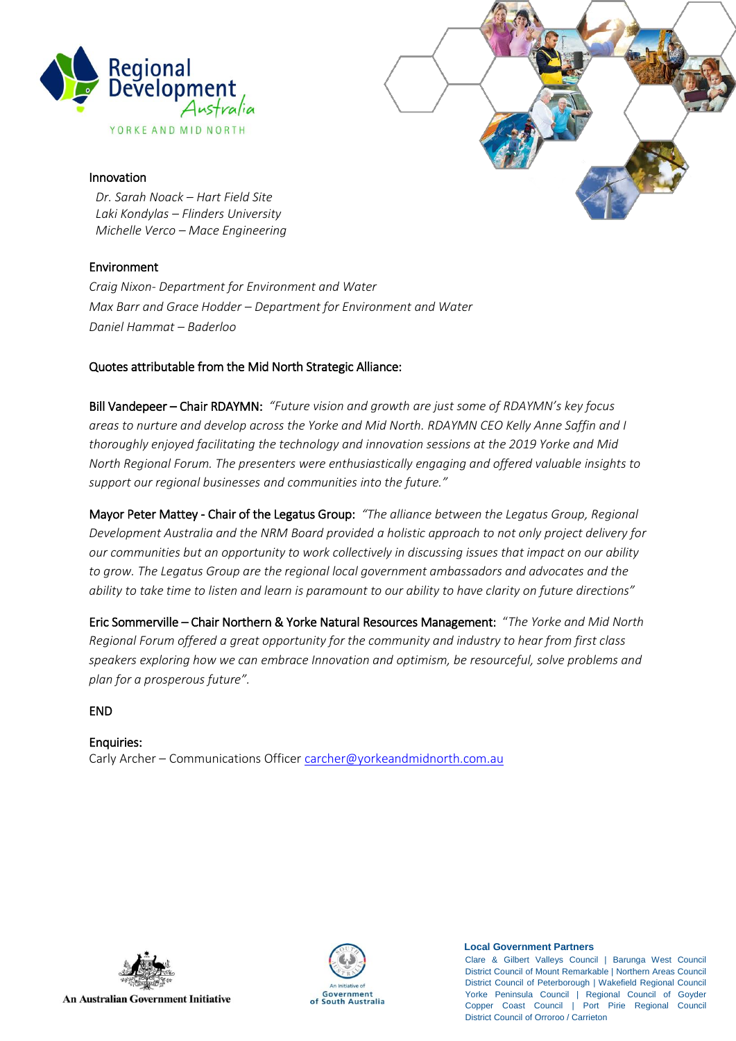Innovation

*Dr. Sarah Noack – Hart Field Site*
*Laki Kondylas – Flinders University*
*Michelle Verco – Mace Engineering*

Environment

*Craig Nixon- Department for Environment and Water*
*Max Barr and Grace Hodder – Department for Environment and Water*
*Daniel Hammat – Baderloo*

Quotes attributable from the Mid North Strategic Alliance:

Bill Vandepeer – Chair RDAYMN: *"Future vision and growth are just some of RDAYMN's key focus areas to nurture and develop across the Yorke and Mid North. RDAYMN CEO Kelly Anne Saffin and I thoroughly enjoyed facilitating the technology and innovation sessions at the 2019 Yorke and Mid North Regional Forum. The presenters were enthusiastically engaging and offered valuable insights to support our regional businesses and communities into the future."*

Mayor Peter Mattey - Chair of the Legatus Group: *"The alliance between the Legatus Group, Regional Development Australia and the NRM Board provided a holistic approach to not only project delivery for our communities but an opportunity to work collectively in discussing issues that impact on our ability to grow. The Legatus Group are the regional local government ambassadors and advocates and the ability to take time to listen and learn is paramount to our ability to have clarity on future directions"*

Eric Sommerville – Chair Northern & Yorke Natural Resources Management: *"The Yorke and Mid North Regional Forum offered a great opportunity for the community and industry to hear from first class speakers exploring how we can embrace Innovation and optimism, be resourceful, solve problems and plan for a prosperous future".*

END

Enquiries:
Carly Archer – Communications Officer carcher@yorkeandmidnorth.com.au

An Australian Government Initiative

An initiative of Government of South Australia

**Local Government Partners**
Clare & Gilbert Valleys Council | Barunga West Council
District Council of Mount Remarkable | Northern Areas Council
District Council of Peterborough | Wakefield Regional Council
Yorke Peninsula Council | Regional Council of Goyder
Copper Coast Council | Port Pirie Regional Council
District Council of Orroroo / Carrieton